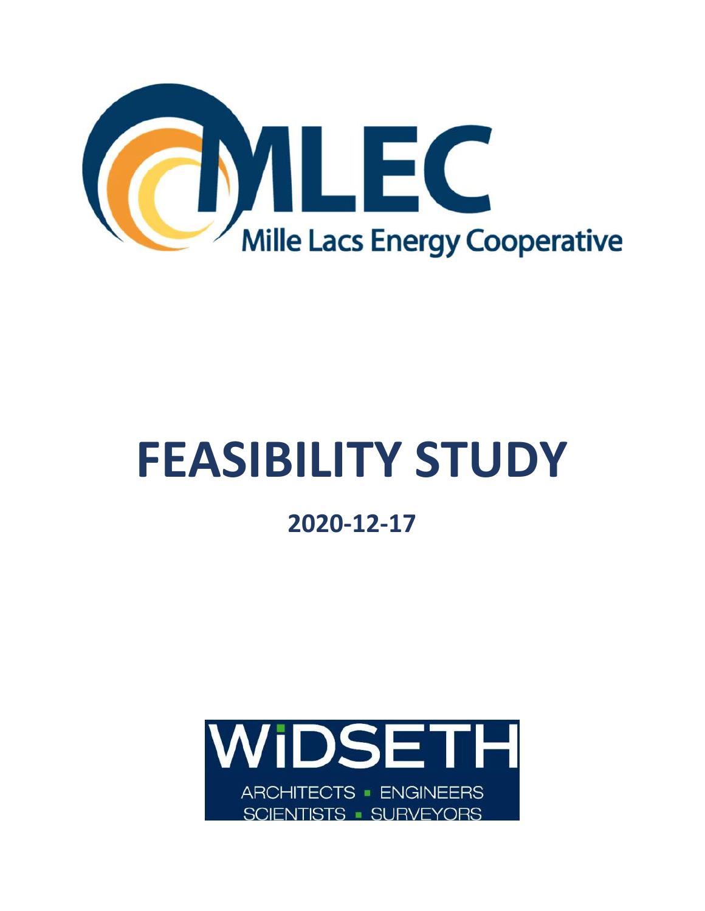MLEC

Mille Lacs Energy Cooperative

# FEASIBILITY STUDY

## 2020-12-17

WIDSETH

ARCHITECTS ▪ ENGINEERS

SCIENTISTS ▪ SURVEYORS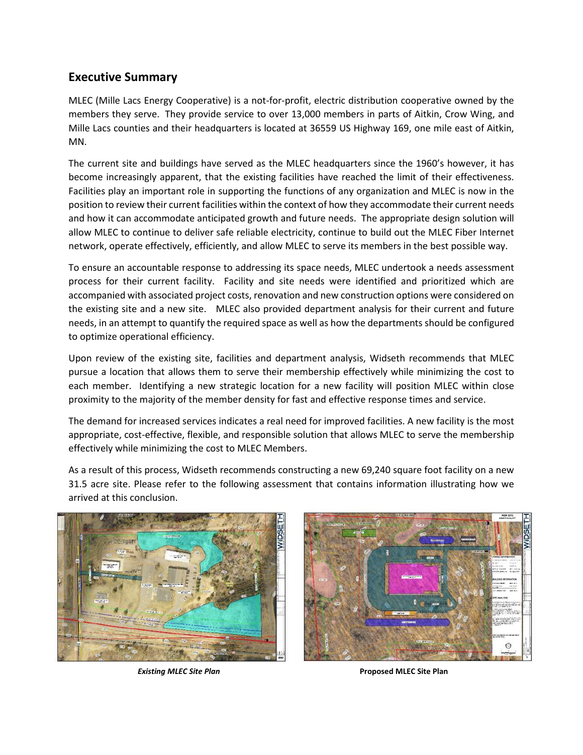## Executive Summary

MLEC (Mille Lacs Energy Cooperative) is a not-for-profit, electric distribution cooperative owned by the members they serve. They provide service to over 13,000 members in parts of Aitkin, Crow Wing, and Mille Lacs counties and their headquarters is located at 36559 US Highway 169, one mile east of Aitkin, MN.

The current site and buildings have served as the MLEC headquarters since the 1960's however, it has become increasingly apparent, that the existing facilities have reached the limit of their effectiveness. Facilities play an important role in supporting the functions of any organization and MLEC is now in the position to review their current facilities within the context of how they accommodate their current needs and how it can accommodate anticipated growth and future needs. The appropriate design solution will allow MLEC to continue to deliver safe reliable electricity, continue to build out the MLEC Fiber Internet network, operate effectively, efficiently, and allow MLEC to serve its members in the best possible way.

To ensure an accountable response to addressing its space needs, MLEC undertook a needs assessment process for their current facility. Facility and site needs were identified and prioritized which are accompanied with associated project costs, renovation and new construction options were considered on the existing site and a new site. MLEC also provided department analysis for their current and future needs, in an attempt to quantify the required space as well as how the departments should be configured to optimize operational efficiency.

Upon review of the existing site, facilities and department analysis, Widseth recommends that MLEC pursue a location that allows them to serve their membership effectively while minimizing the cost to each member. Identifying a new strategic location for a new facility will position MLEC within close proximity to the majority of the member density for fast and effective response times and service.

The demand for increased services indicates a real need for improved facilities. A new facility is the most appropriate, cost-effective, flexible, and responsible solution that allows MLEC to serve the membership effectively while minimizing the cost to MLEC Members.

As a result of this process, Widseth recommends constructing a new 69,240 square foot facility on a new 31.5 acre site. Please refer to the following assessment that contains information illustrating how we arrived at this conclusion.

***Existing MLEC Site Plan***

**Proposed MLEC Site Plan**